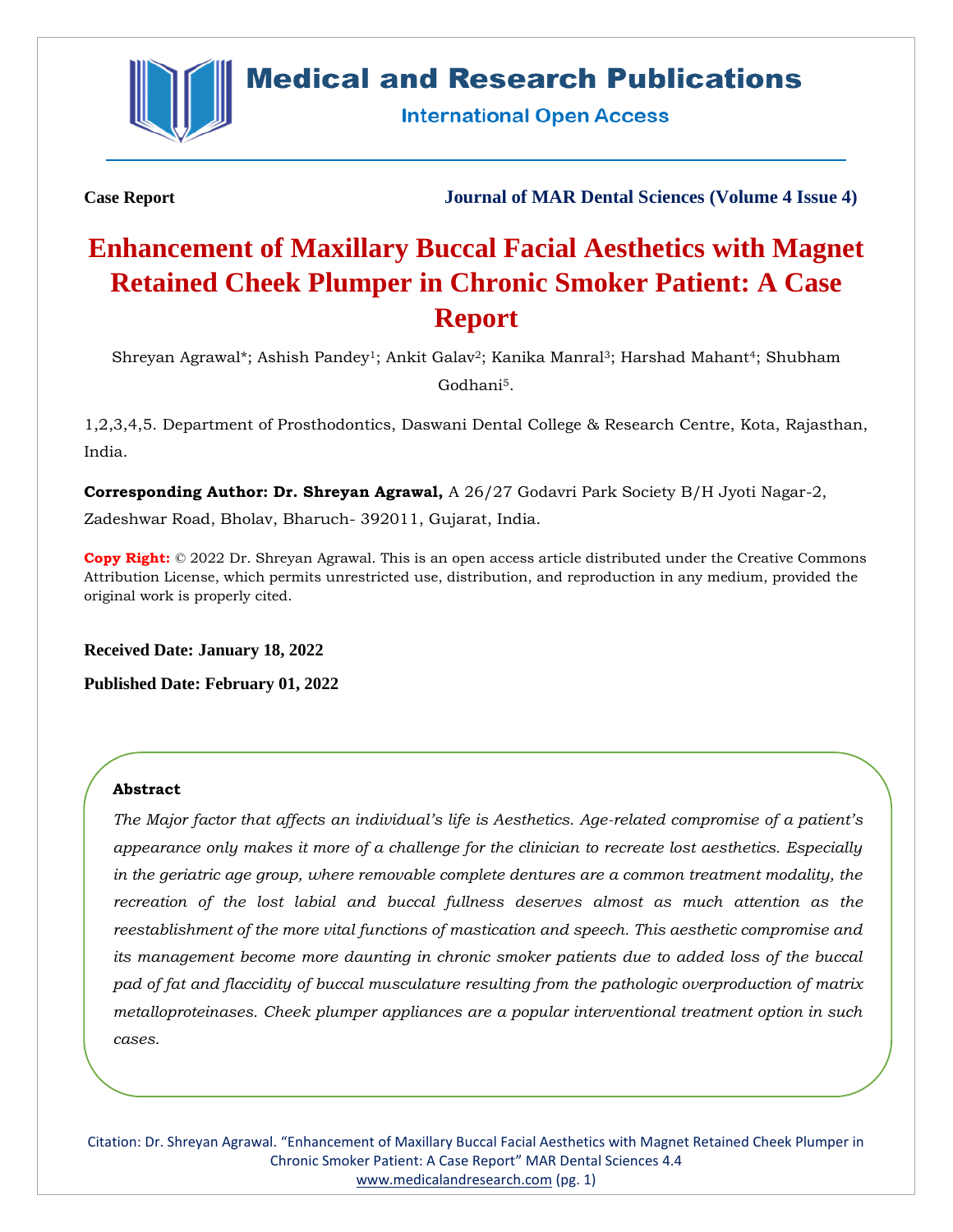**Case Report**

**Journal of MAR Dental Sciences (Volume 4 Issue 4)**

# Enhancement of Maxillary Buccal Facial Aesthetics with Magnet Retained Cheek Plumper in Chronic Smoker Patient: A Case Report

Shreyan Agrawal*; Ashish Pandey[1]; Ankit Galav[2]; Kanika Manral[3]; Harshad Mahant[4]; Shubham Godhani[5].

1,2,3,4,5. Department of Prosthodontics, Daswani Dental College & Research Centre, Kota, Rajasthan, India.

**Corresponding Author: Dr. Shreyan Agrawal,** A 26/27 Godavri Park Society B/H Jyoti Nagar-2, Zadeshwar Road, Bholav, Bharuch- 392011, Gujarat, India.

**Copy Right:** © 2022 Dr. Shreyan Agrawal. This is an open access article distributed under the Creative Commons Attribution License, which permits unrestricted use, distribution, and reproduction in any medium, provided the original work is properly cited.

**Received Date: January 18, 2022**

**Published Date: February 01, 2022**

### Abstract

*The Major factor that affects an individual's life is Aesthetics. Age-related compromise of a patient's appearance only makes it more of a challenge for the clinician to recreate lost aesthetics. Especially in the geriatric age group, where removable complete dentures are a common treatment modality, the recreation of the lost labial and buccal fullness deserves almost as much attention as the reestablishment of the more vital functions of mastication and speech. This aesthetic compromise and its management become more daunting in chronic smoker patients due to added loss of the buccal pad of fat and flaccidity of buccal musculature resulting from the pathologic overproduction of matrix metalloproteinases. Cheek plumper appliances are a popular interventional treatment option in such cases.*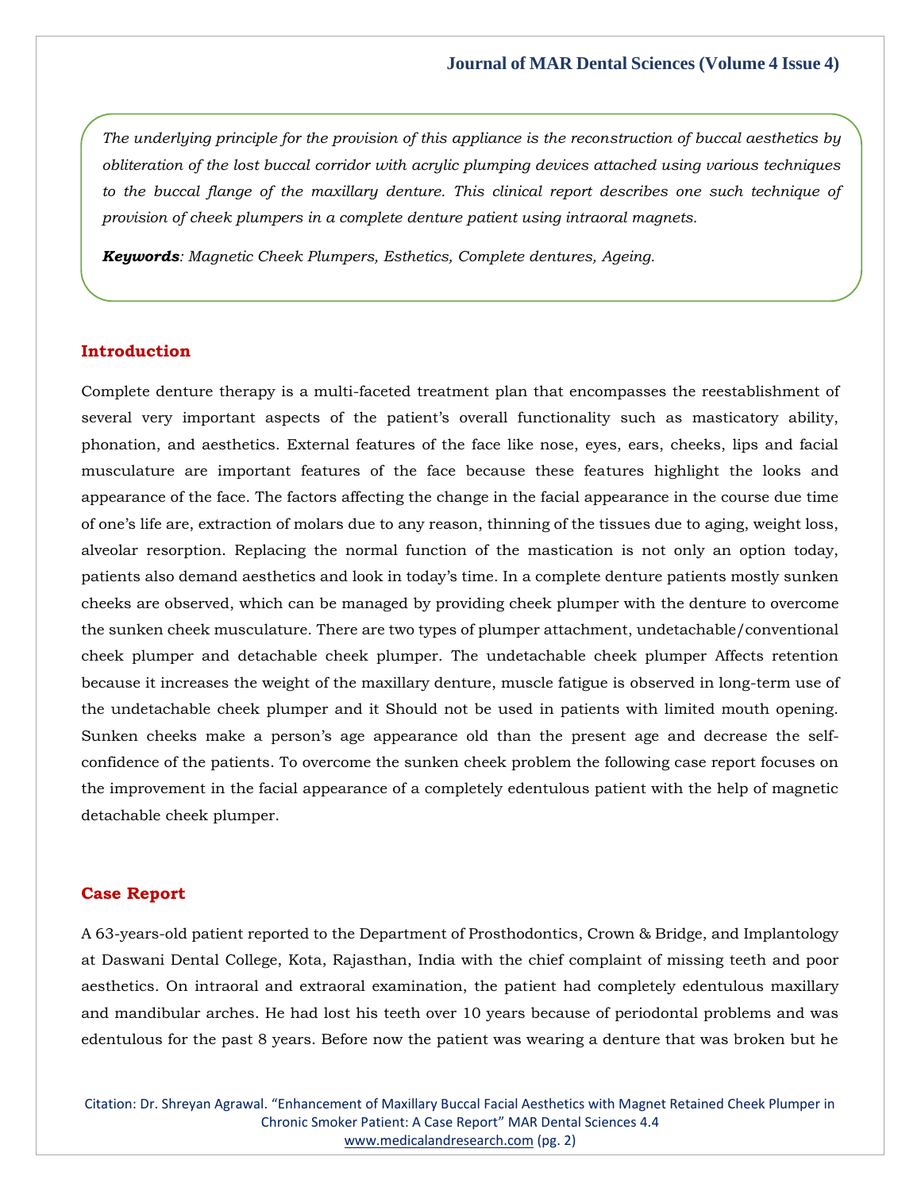*The underlying principle for the provision of this appliance is the reconstruction of buccal aesthetics by obliteration of the lost buccal corridor with acrylic plumping devices attached using various techniques to the buccal flange of the maxillary denture. This clinical report describes one such technique of provision of cheek plumpers in a complete denture patient using intraoral magnets.*

***Keywords****: Magnetic Cheek Plumpers, Esthetics, Complete dentures, Ageing.*

## Introduction

Complete denture therapy is a multi-faceted treatment plan that encompasses the reestablishment of several very important aspects of the patient's overall functionality such as masticatory ability, phonation, and aesthetics. External features of the face like nose, eyes, ears, cheeks, lips and facial musculature are important features of the face because these features highlight the looks and appearance of the face. The factors affecting the change in the facial appearance in the course due time of one's life are, extraction of molars due to any reason, thinning of the tissues due to aging, weight loss, alveolar resorption. Replacing the normal function of the mastication is not only an option today, patients also demand aesthetics and look in today's time. In a complete denture patients mostly sunken cheeks are observed, which can be managed by providing cheek plumper with the denture to overcome the sunken cheek musculature. There are two types of plumper attachment, undetachable/conventional cheek plumper and detachable cheek plumper. The undetachable cheek plumper Affects retention because it increases the weight of the maxillary denture, muscle fatigue is observed in long-term use of the undetachable cheek plumper and it Should not be used in patients with limited mouth opening. Sunken cheeks make a person's age appearance old than the present age and decrease the self-confidence of the patients. To overcome the sunken cheek problem the following case report focuses on the improvement in the facial appearance of a completely edentulous patient with the help of magnetic detachable cheek plumper.

## Case Report

A 63-years-old patient reported to the Department of Prosthodontics, Crown & Bridge, and Implantology at Daswani Dental College, Kota, Rajasthan, India with the chief complaint of missing teeth and poor aesthetics. On intraoral and extraoral examination, the patient had completely edentulous maxillary and mandibular arches. He had lost his teeth over 10 years because of periodontal problems and was edentulous for the past 8 years. Before now the patient was wearing a denture that was broken but he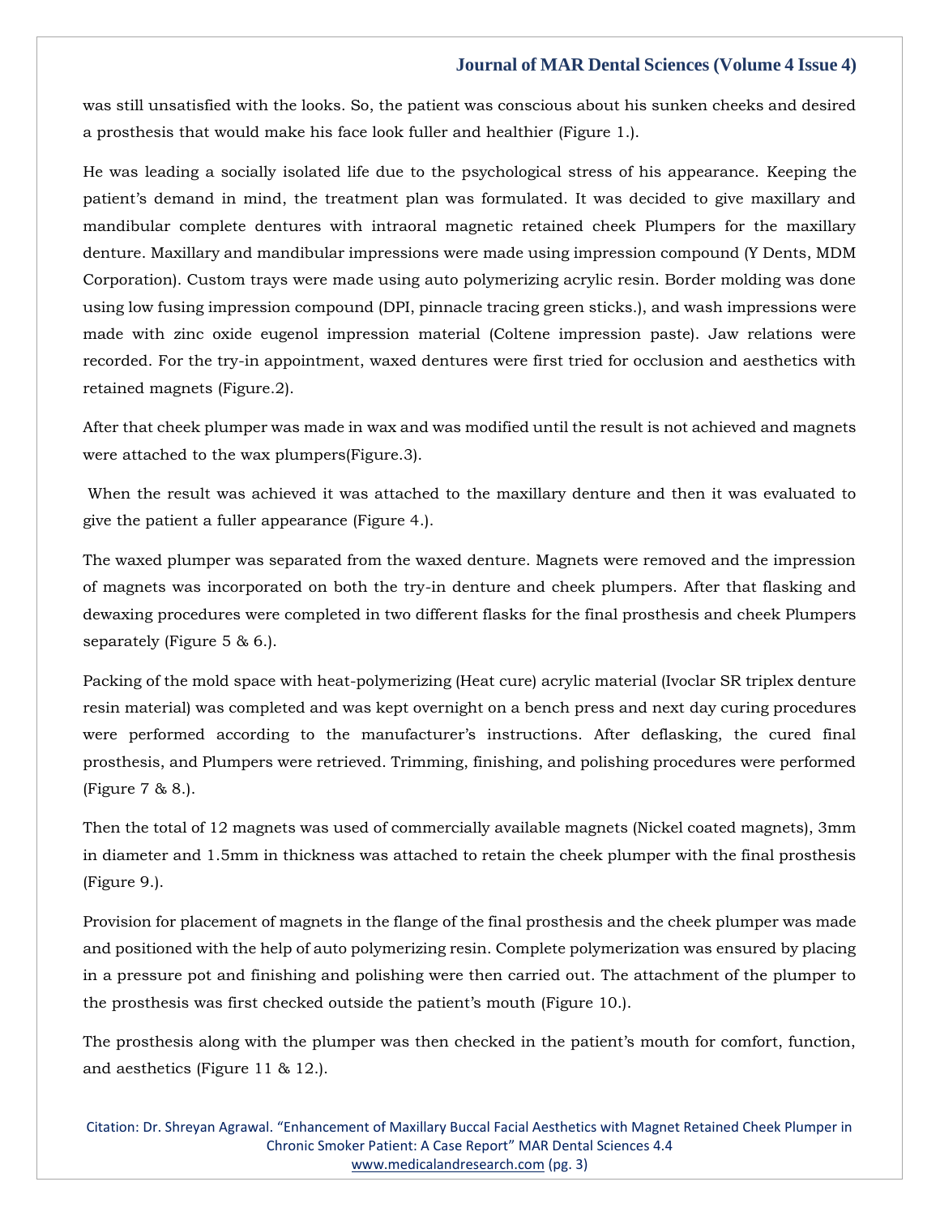was still unsatisfied with the looks. So, the patient was conscious about his sunken cheeks and desired a prosthesis that would make his face look fuller and healthier (Figure 1.).

He was leading a socially isolated life due to the psychological stress of his appearance. Keeping the patient's demand in mind, the treatment plan was formulated. It was decided to give maxillary and mandibular complete dentures with intraoral magnetic retained cheek Plumpers for the maxillary denture. Maxillary and mandibular impressions were made using impression compound (Y Dents, MDM Corporation). Custom trays were made using auto polymerizing acrylic resin. Border molding was done using low fusing impression compound (DPI, pinnacle tracing green sticks.), and wash impressions were made with zinc oxide eugenol impression material (Coltene impression paste). Jaw relations were recorded. For the try-in appointment, waxed dentures were first tried for occlusion and aesthetics with retained magnets (Figure.2).

After that cheek plumper was made in wax and was modified until the result is not achieved and magnets were attached to the wax plumpers(Figure.3).

When the result was achieved it was attached to the maxillary denture and then it was evaluated to give the patient a fuller appearance (Figure 4.).

The waxed plumper was separated from the waxed denture. Magnets were removed and the impression of magnets was incorporated on both the try-in denture and cheek plumpers. After that flasking and dewaxing procedures were completed in two different flasks for the final prosthesis and cheek Plumpers separately (Figure 5 & 6.).

Packing of the mold space with heat-polymerizing (Heat cure) acrylic material (Ivoclar SR triplex denture resin material) was completed and was kept overnight on a bench press and next day curing procedures were performed according to the manufacturer's instructions. After deflasking, the cured final prosthesis, and Plumpers were retrieved. Trimming, finishing, and polishing procedures were performed (Figure 7 & 8.).

Then the total of 12 magnets was used of commercially available magnets (Nickel coated magnets), 3mm in diameter and 1.5mm in thickness was attached to retain the cheek plumper with the final prosthesis (Figure 9.).

Provision for placement of magnets in the flange of the final prosthesis and the cheek plumper was made and positioned with the help of auto polymerizing resin. Complete polymerization was ensured by placing in a pressure pot and finishing and polishing were then carried out. The attachment of the plumper to the prosthesis was first checked outside the patient's mouth (Figure 10.).

The prosthesis along with the plumper was then checked in the patient's mouth for comfort, function, and aesthetics (Figure 11 & 12.).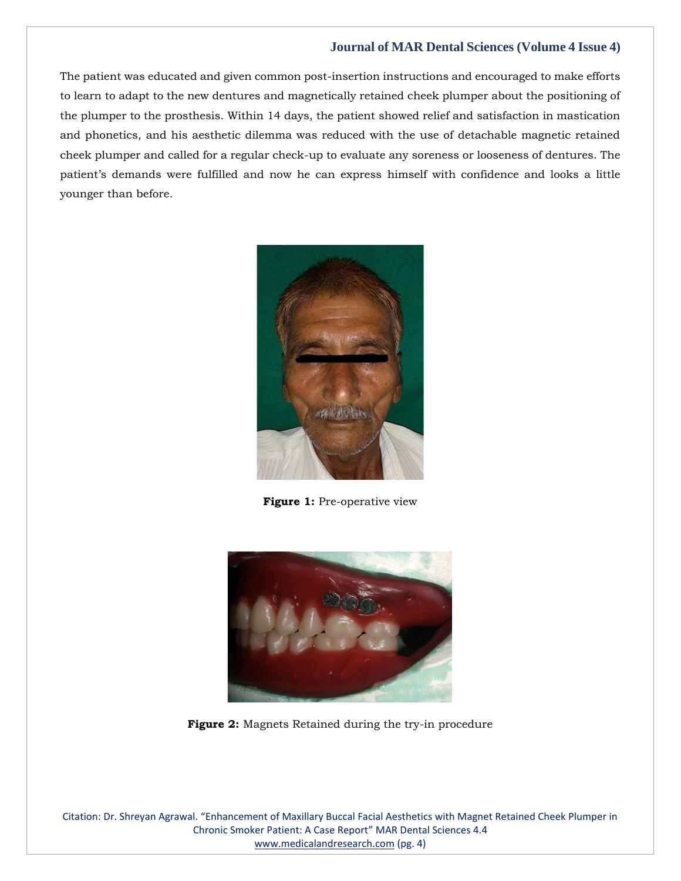The patient was educated and given common post-insertion instructions and encouraged to make efforts to learn to adapt to the new dentures and magnetically retained cheek plumper about the positioning of the plumper to the prosthesis. Within 14 days, the patient showed relief and satisfaction in mastication and phonetics, and his aesthetic dilemma was reduced with the use of detachable magnetic retained cheek plumper and called for a regular check-up to evaluate any soreness or looseness of dentures. The patient's demands were fulfilled and now he can express himself with confidence and looks a little younger than before.

**Figure 1:** Pre-operative view

**Figure 2:** Magnets Retained during the try-in procedure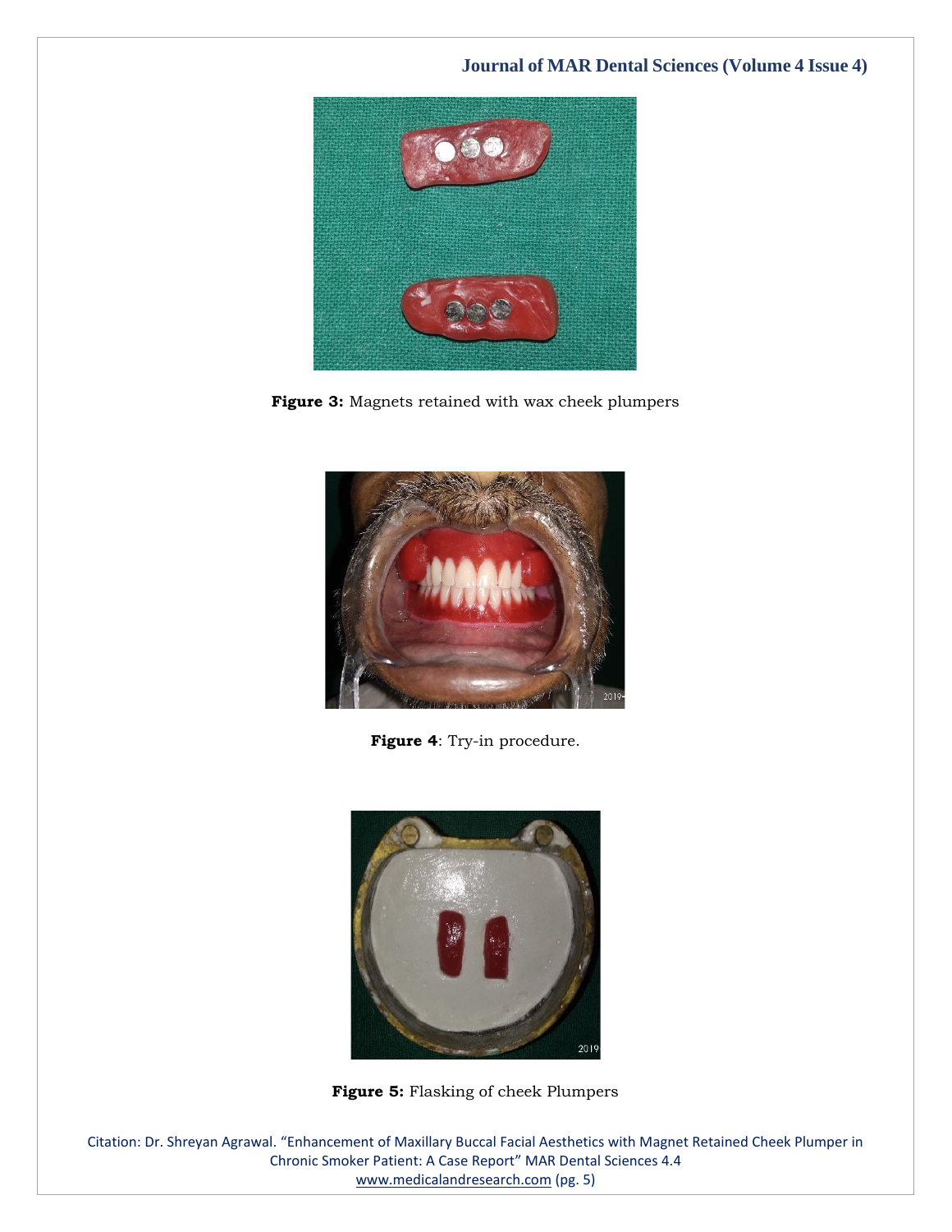**Figure 3:** Magnets retained with wax cheek plumpers

**Figure 4**: Try-in procedure.

**Figure 5:** Flasking of cheek Plumpers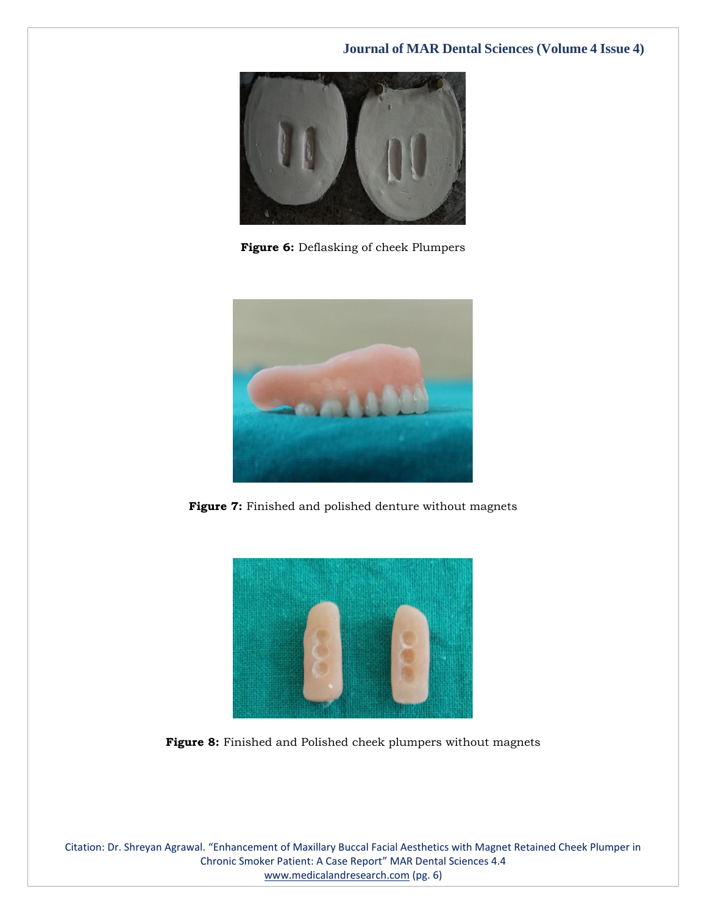**Figure 6:** Deflasking of cheek Plumpers

**Figure 7:** Finished and polished denture without magnets

**Figure 8:** Finished and Polished cheek plumpers without magnets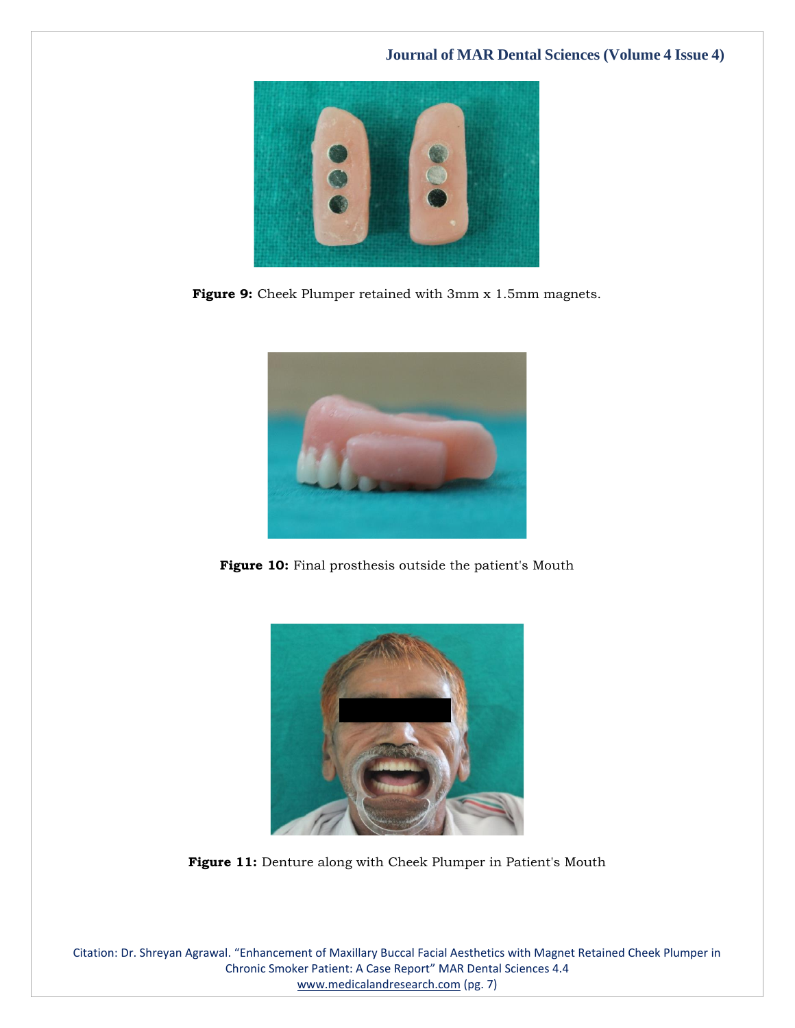**Figure 9:** Cheek Plumper retained with 3mm x 1.5mm magnets.

**Figure 10:** Final prosthesis outside the patient's Mouth

**Figure 11:** Denture along with Cheek Plumper in Patient's Mouth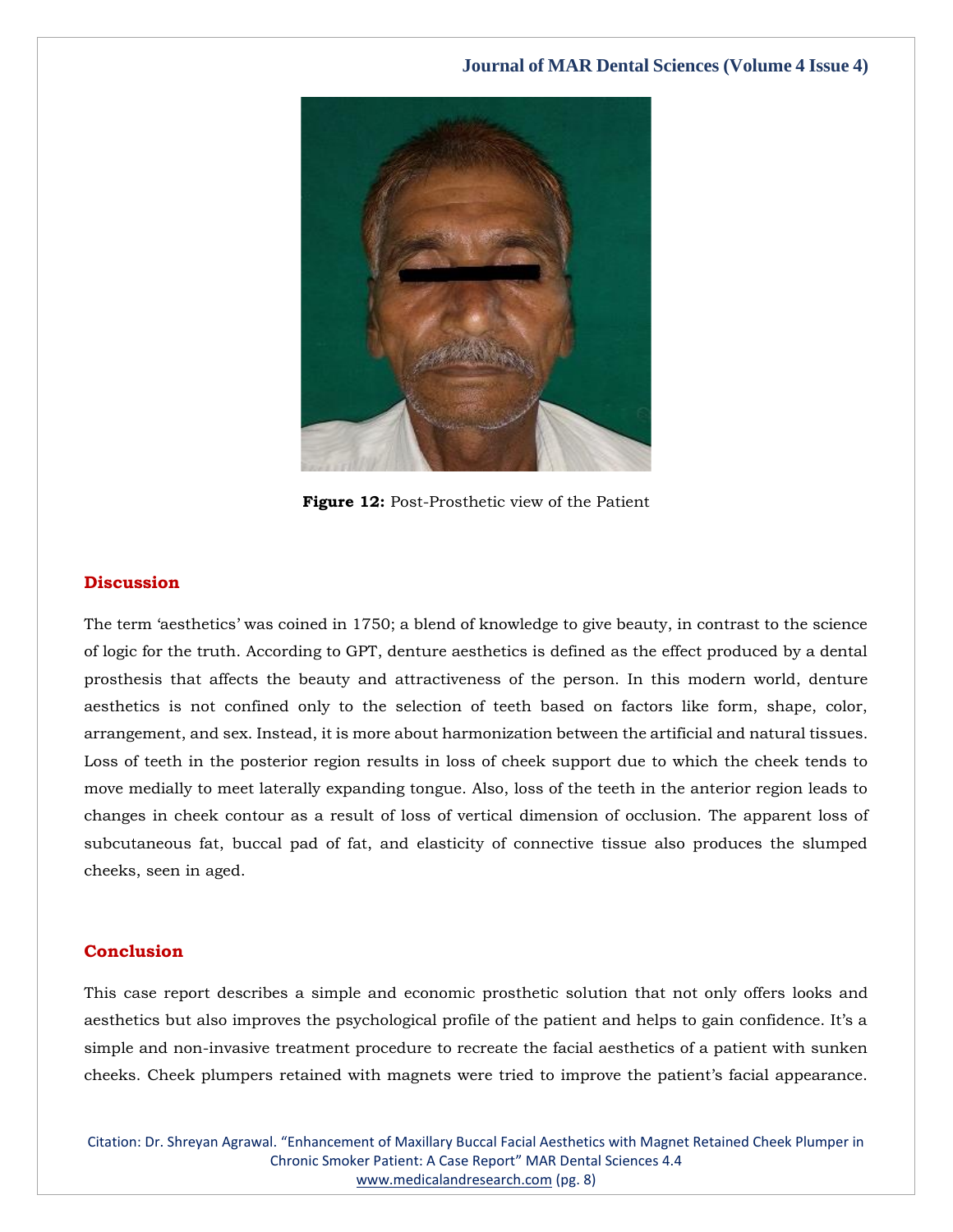**Figure 12:** Post-Prosthetic view of the Patient

## Discussion

The term 'aesthetics' was coined in 1750; a blend of knowledge to give beauty, in contrast to the science of logic for the truth. According to GPT, denture aesthetics is defined as the effect produced by a dental prosthesis that affects the beauty and attractiveness of the person. In this modern world, denture aesthetics is not confined only to the selection of teeth based on factors like form, shape, color, arrangement, and sex. Instead, it is more about harmonization between the artificial and natural tissues. Loss of teeth in the posterior region results in loss of cheek support due to which the cheek tends to move medially to meet laterally expanding tongue. Also, loss of the teeth in the anterior region leads to changes in cheek contour as a result of loss of vertical dimension of occlusion. The apparent loss of subcutaneous fat, buccal pad of fat, and elasticity of connective tissue also produces the slumped cheeks, seen in aged.

## Conclusion

This case report describes a simple and economic prosthetic solution that not only offers looks and aesthetics but also improves the psychological profile of the patient and helps to gain confidence. It's a simple and non-invasive treatment procedure to recreate the facial aesthetics of a patient with sunken cheeks. Cheek plumpers retained with magnets were tried to improve the patient's facial appearance.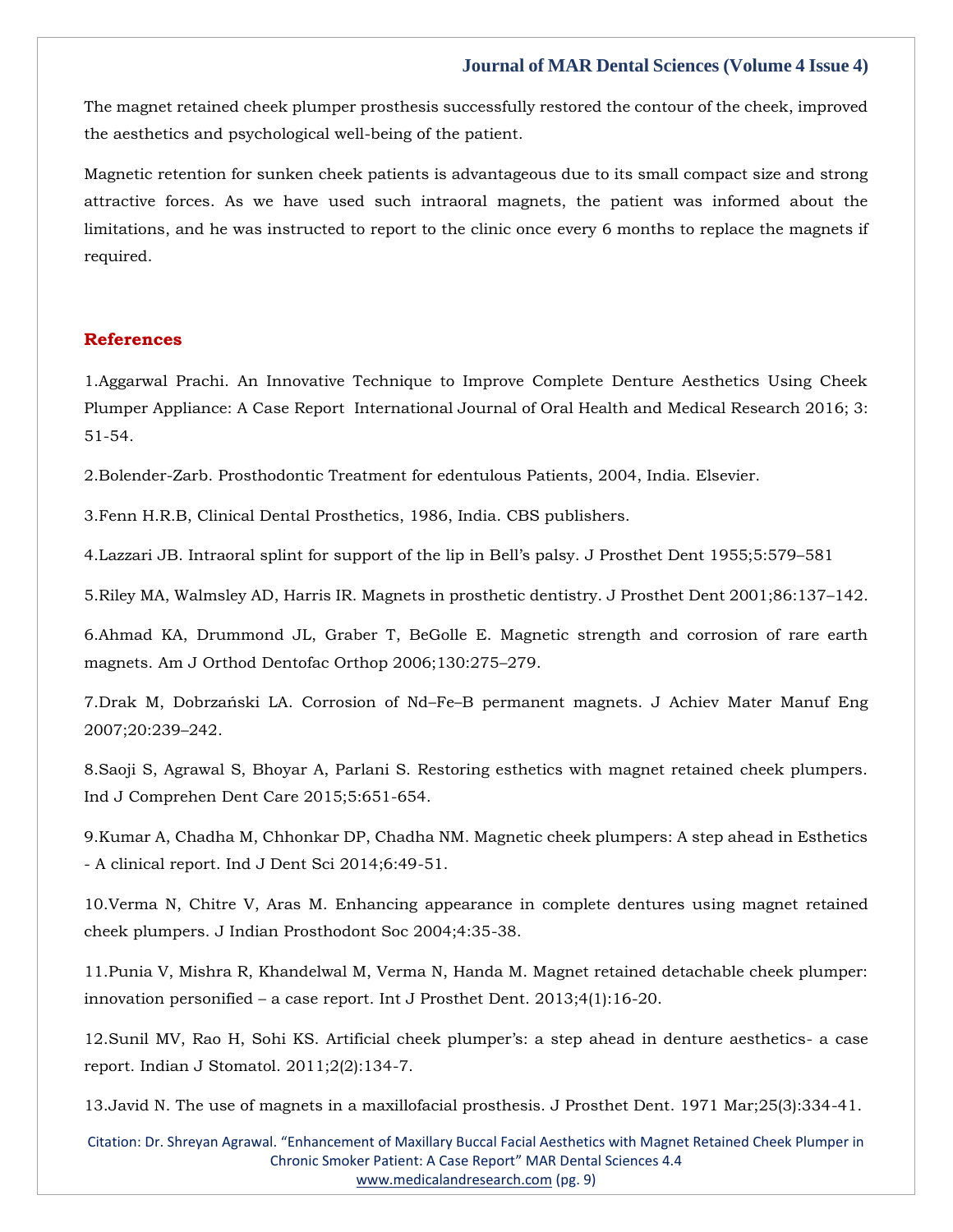The magnet retained cheek plumper prosthesis successfully restored the contour of the cheek, improved the aesthetics and psychological well-being of the patient.

Magnetic retention for sunken cheek patients is advantageous due to its small compact size and strong attractive forces. As we have used such intraoral magnets, the patient was informed about the limitations, and he was instructed to report to the clinic once every 6 months to replace the magnets if required.

## References

1.Aggarwal Prachi. An Innovative Technique to Improve Complete Denture Aesthetics Using Cheek Plumper Appliance: A Case Report International Journal of Oral Health and Medical Research 2016; 3: 51-54.

2.Bolender-Zarb. Prosthodontic Treatment for edentulous Patients, 2004, India. Elsevier.

3.Fenn H.R.B, Clinical Dental Prosthetics, 1986, India. CBS publishers.

4.Lazzari JB. Intraoral splint for support of the lip in Bell's palsy. J Prosthet Dent 1955;5:579–581

5.Riley MA, Walmsley AD, Harris IR. Magnets in prosthetic dentistry. J Prosthet Dent 2001;86:137–142.

6.Ahmad KA, Drummond JL, Graber T, BeGolle E. Magnetic strength and corrosion of rare earth magnets. Am J Orthod Dentofac Orthop 2006;130:275–279.

7.Drak M, Dobrzański LA. Corrosion of Nd–Fe–B permanent magnets. J Achiev Mater Manuf Eng 2007;20:239–242.

8.Saoji S, Agrawal S, Bhoyar A, Parlani S. Restoring esthetics with magnet retained cheek plumpers. Ind J Comprehen Dent Care 2015;5:651-654.

9.Kumar A, Chadha M, Chhonkar DP, Chadha NM. Magnetic cheek plumpers: A step ahead in Esthetics - A clinical report. Ind J Dent Sci 2014;6:49-51.

10.Verma N, Chitre V, Aras M. Enhancing appearance in complete dentures using magnet retained cheek plumpers. J Indian Prosthodont Soc 2004;4:35-38.

11.Punia V, Mishra R, Khandelwal M, Verma N, Handa M. Magnet retained detachable cheek plumper: innovation personified – a case report. Int J Prosthet Dent. 2013;4(1):16-20.

12.Sunil MV, Rao H, Sohi KS. Artificial cheek plumper's: a step ahead in denture aesthetics- a case report. Indian J Stomatol. 2011;2(2):134-7.

13.Javid N. The use of magnets in a maxillofacial prosthesis. J Prosthet Dent. 1971 Mar;25(3):334-41.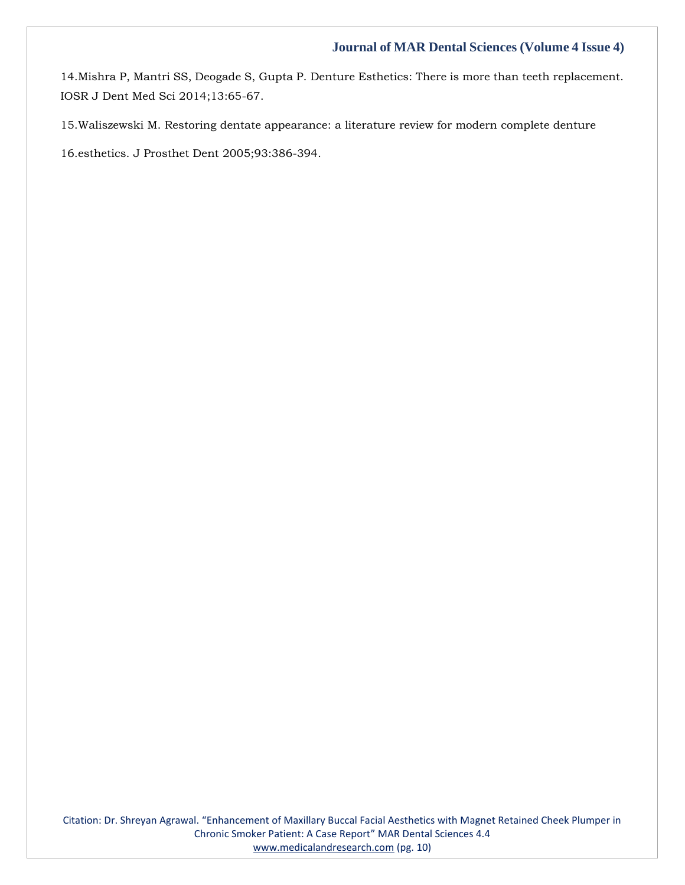14.Mishra P, Mantri SS, Deogade S, Gupta P. Denture Esthetics: There is more than teeth replacement. IOSR J Dent Med Sci 2014;13:65-67.

15.Waliszewski M. Restoring dentate appearance: a literature review for modern complete denture

16.esthetics. J Prosthet Dent 2005;93:386-394.